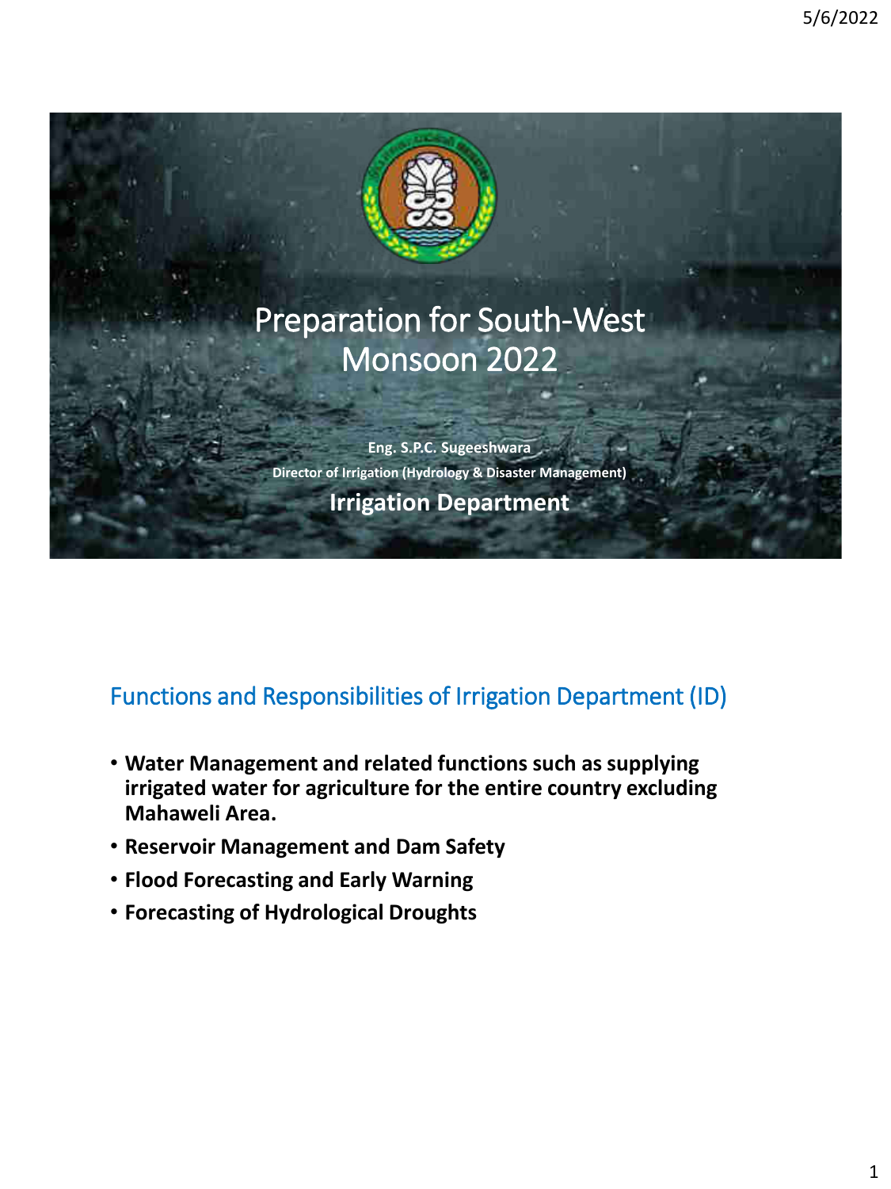# Preparation for South-West Monsoon 2022

**Eng. S.P.C. Sugeeshwara**

**Director of Irrigation (Hydrology & Disaster Management)**

**Irrigation Department**

## Functions and Responsibilities of Irrigation Department (ID)

- **Water Management and related functions such as supplying irrigated water for agriculture for the entire country excluding Mahaweli Area.**
- **Reservoir Management and Dam Safety**
- **Flood Forecasting and Early Warning**
- **Forecasting of Hydrological Droughts**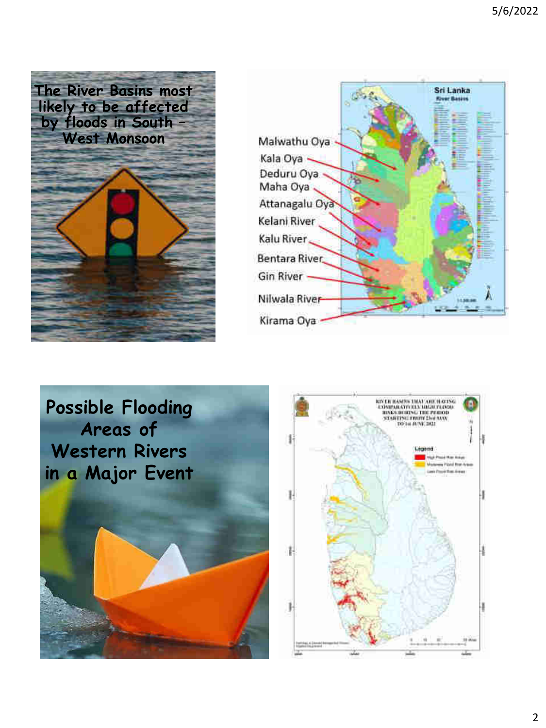## The River Basins most likely to be affected by floods in South – West Monsoon

Malwathu Oya
Kala Oya
Deduru Oya
Maha Oya
Attanagalu Oya
Kelani River
Kalu River
Bentara River
Gin River
Nilwala River
Kirama Oya

Sri Lanka River Basins

## Possible Flooding Areas of Western Rivers in a Major Event

RIVER BASINS THAT ARE HAVING COMPARATIVELY HIGH FLOOD RISKS DURING THE PERIOD STARTING FROM 23rd MAY TO 1st JUNE 2022

Legend
- High Flood Risk Areas
- Moderate Flood Risk Areas
- Less Flood Risk Areas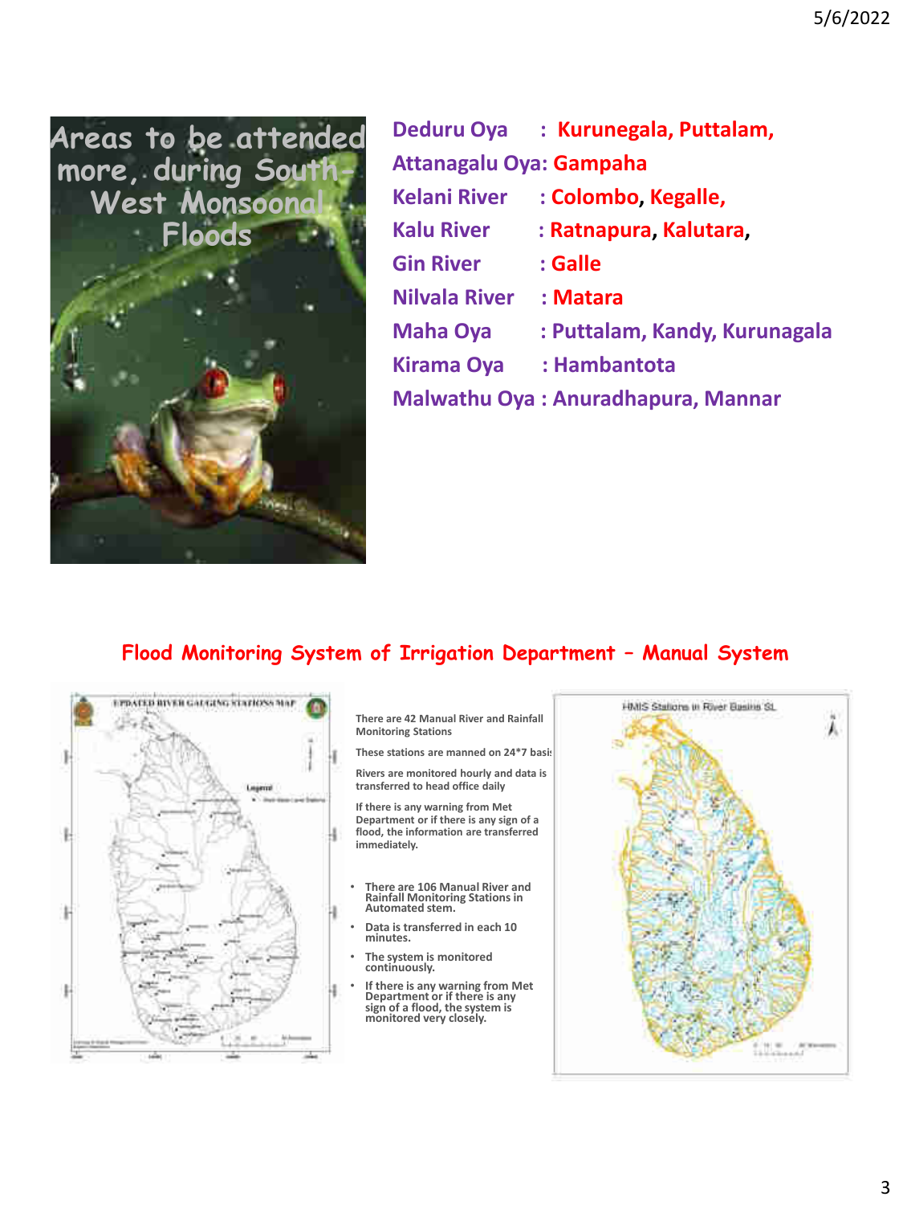## Areas to be attended more, during South-West Monsoonal Floods

| River | Areas |
|---|---|
| Deduru Oya | Kurunegala, Puttalam, |
| Attanagalu Oya | Gampaha |
| Kelani River | Colombo, Kegalle, |
| Kalu River | Ratnapura, Kalutara, |
| Gin River | Galle |
| Nilvala River | Matara |
| Maha Oya | Puttalam, Kandy, Kurunagala |
| Kirama Oya | Hambantota |
| Malwathu Oya | Anuradhapura, Mannar |

## Flood Monitoring System of Irrigation Department – Manual System

There are 42 Manual River and Rainfall Monitoring Stations

These stations are manned on 24*7 basis

Rivers are monitored hourly and data is transferred to head office daily

If there is any warning from Met Department or if there is any sign of a flood, the information are transferred immediately.

- There are 106 Manual River and Rainfall Monitoring Stations in Automated stem.
- Data is transferred in each 10 minutes.
- The system is monitored continuously.
- If there is any warning from Met Department or if there is any sign of a flood, the system is monitored very closely.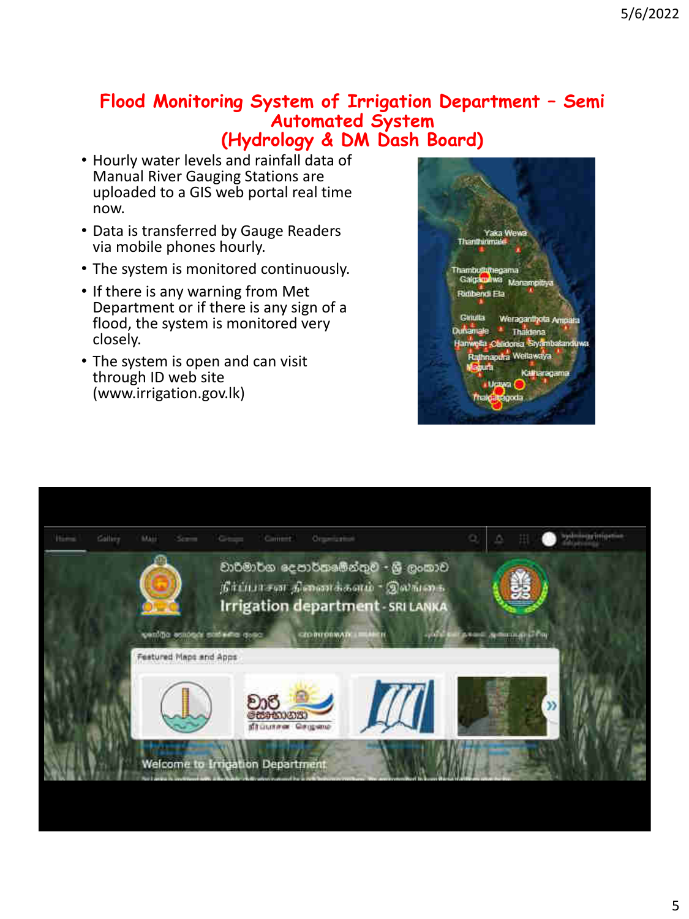## Flood Monitoring System of Irrigation Department – Semi Automated System (Hydrology & DM Dash Board)

- Hourly water levels and rainfall data of Manual River Gauging Stations are uploaded to a GIS web portal real time now.
- Data is transferred by Gauge Readers via mobile phones hourly.
- The system is monitored continuously.
- If there is any warning from Met Department or if there is any sign of a flood, the system is monitored very closely.
- The system is open and can visit through ID web site (www.irrigation.gov.lk)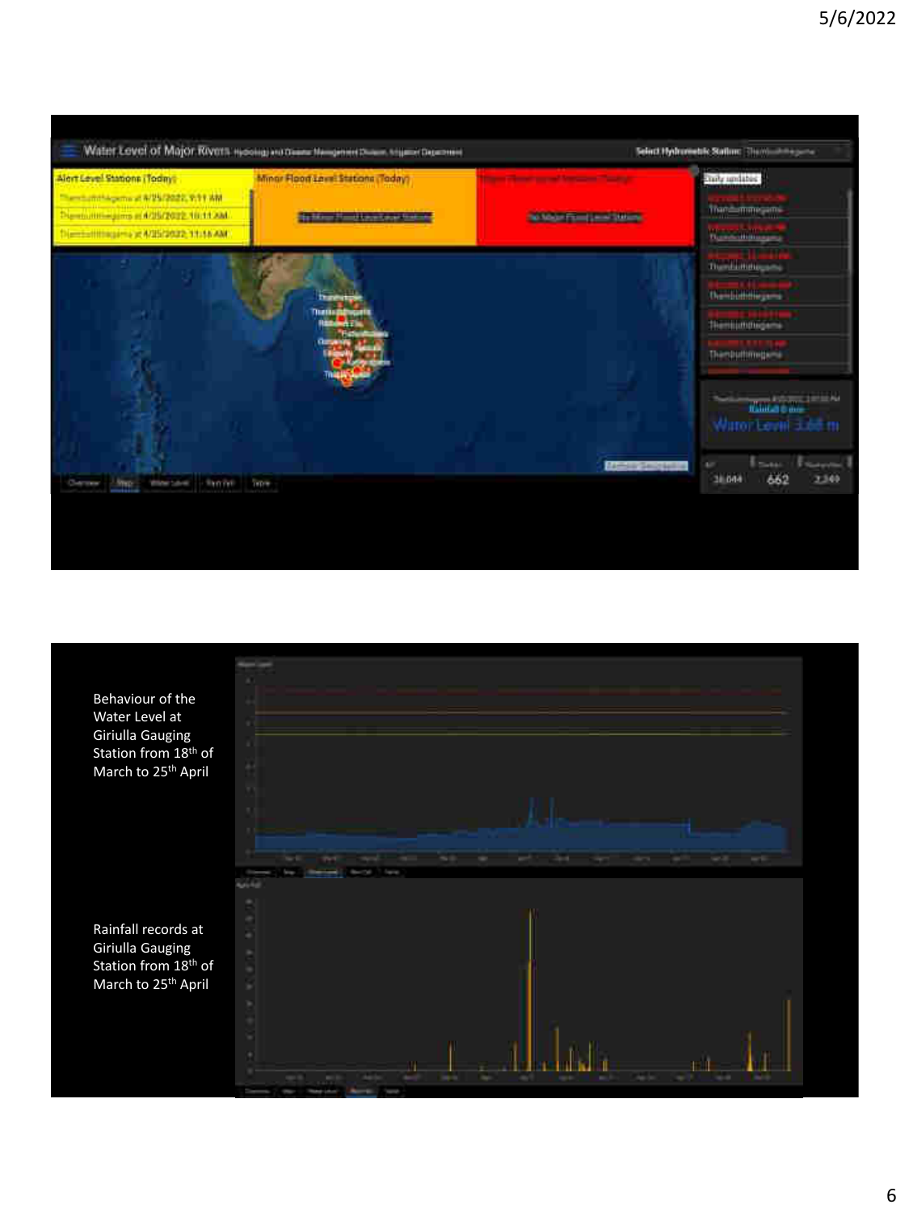Behaviour of the Water Level at Giriulla Gauging Station from 18th of March to 25th April

Rainfall records at Giriulla Gauging Station from 18th of March to 25th April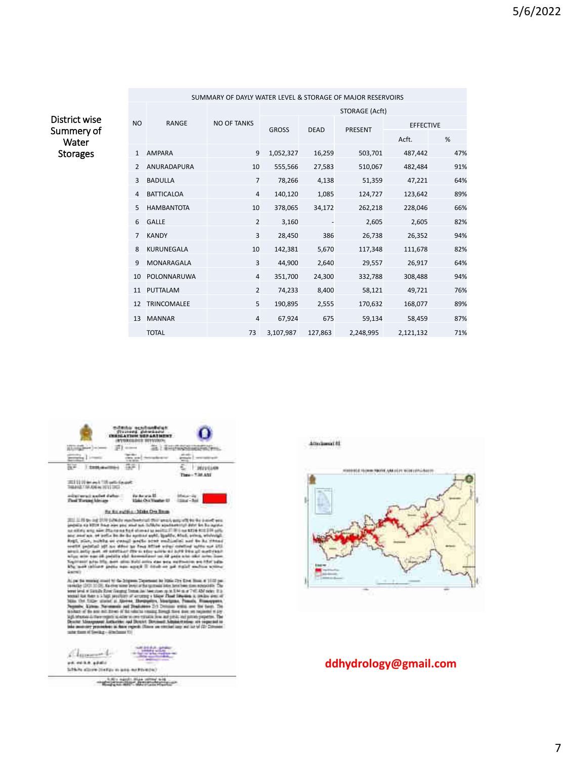District wise Summery of Water Storages

| SUMMARY OF DAYLY WATER LEVEL & STORAGE OF MAJOR RESERVOIRS | | | | | | | |
|---|---|---|---|---|---|---|---|
| NO | RANGE | NO OF TANKS | STORAGE (Acft) | | | | |
| | | | GROSS | DEAD | PRESENT | EFFECTIVE | |
| | | | | | | Acft. | % |
| 1 | AMPARA | 9 | 1,052,327 | 16,259 | 503,701 | 487,442 | 47% |
| 2 | ANURADAPURA | 10 | 555,566 | 27,583 | 510,067 | 482,484 | 91% |
| 3 | BADULLA | 7 | 78,266 | 4,138 | 51,359 | 47,221 | 64% |
| 4 | BATTICALOA | 4 | 140,120 | 1,085 | 124,727 | 123,642 | 89% |
| 5 | HAMBANTOTA | 10 | 378,065 | 34,172 | 262,218 | 228,046 | 66% |
| 6 | GALLE | 2 | 3,160 | - | 2,605 | 2,605 | 82% |
| 7 | KANDY | 3 | 28,450 | 386 | 26,738 | 26,352 | 94% |
| 8 | KURUNEGALA | 10 | 142,381 | 5,670 | 117,348 | 111,678 | 82% |
| 9 | MONARAGALA | 3 | 44,900 | 2,640 | 29,557 | 26,917 | 64% |
| 10 | POLONNARUWA | 4 | 351,700 | 24,300 | 332,788 | 308,488 | 94% |
| 11 | PUTTALAM | 2 | 74,233 | 8,400 | 58,121 | 49,721 | 76% |
| 12 | TRINCOMALEE | 5 | 190,895 | 2,555 | 170,632 | 168,077 | 89% |
| 13 | MANNAR | 4 | 67,924 | 675 | 59,134 | 58,459 | 87% |
| | TOTAL | 73 | 3,107,987 | 127,863 | 2,248,995 | 2,121,132 | 71% |

ddhydrology@gmail.com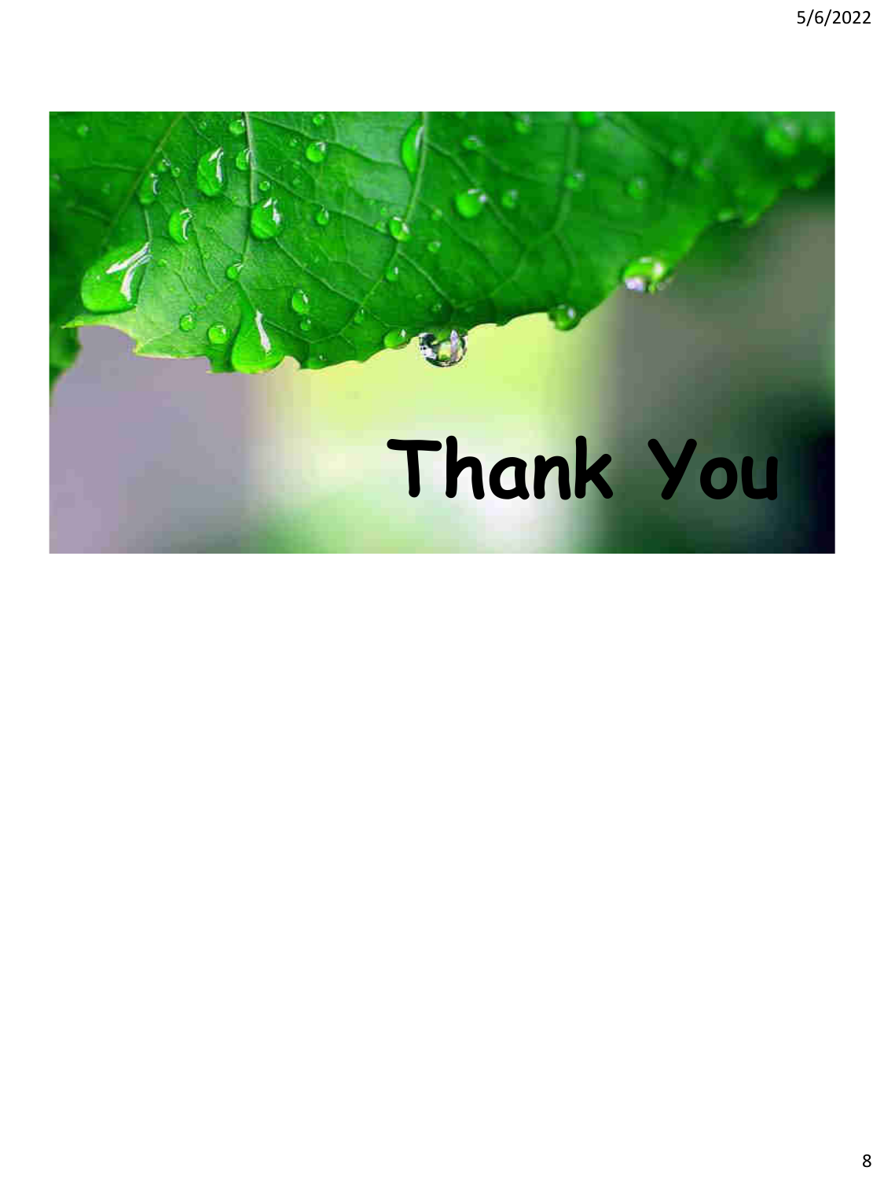Thank You